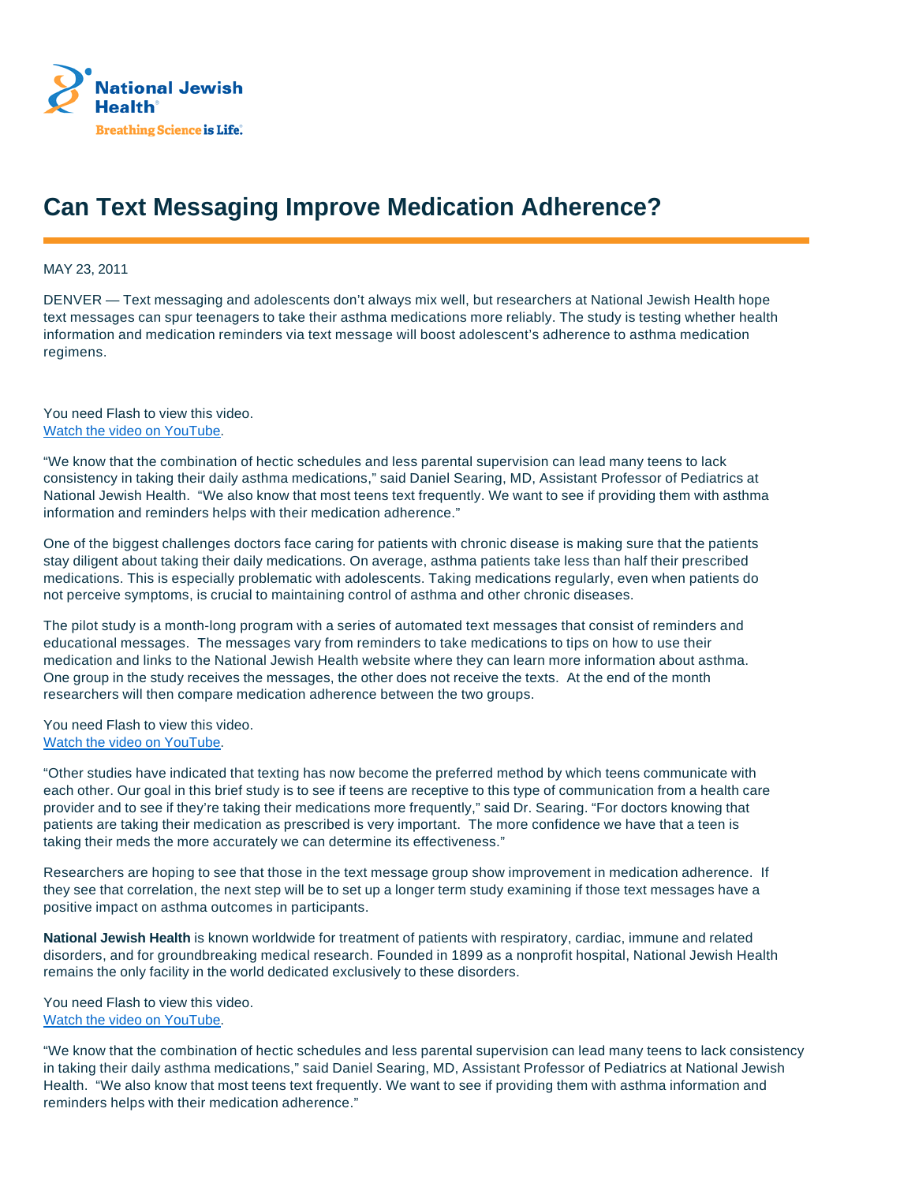National Jewish Health

Breathing Science is Life.

# Can Text Messaging Improve Medication Adherence?

MAY 23, 2011

DENVER — Text messaging and adolescents don't always mix well, but researchers at National Jewish Health hope text messages can spur teenagers to take their asthma medications more reliably. The study is testing whether health information and medication reminders via text message will boost adolescent's adherence to asthma medication regimens.

You need Flash to view this video.
[Watch the video on YouTube](#).

"We know that the combination of hectic schedules and less parental supervision can lead many teens to lack consistency in taking their daily asthma medications," said Daniel Searing, MD, Assistant Professor of Pediatrics at National Jewish Health. "We also know that most teens text frequently. We want to see if providing them with asthma information and reminders helps with their medication adherence."

One of the biggest challenges doctors face caring for patients with chronic disease is making sure that the patients stay diligent about taking their daily medications. On average, asthma patients take less than half their prescribed medications. This is especially problematic with adolescents. Taking medications regularly, even when patients do not perceive symptoms, is crucial to maintaining control of asthma and other chronic diseases.

The pilot study is a month-long program with a series of automated text messages that consist of reminders and educational messages. The messages vary from reminders to take medications to tips on how to use their medication and links to the National Jewish Health website where they can learn more information about asthma. One group in the study receives the messages, the other does not receive the texts. At the end of the month researchers will then compare medication adherence between the two groups.

You need Flash to view this video.
[Watch the video on YouTube](#).

"Other studies have indicated that texting has now become the preferred method by which teens communicate with each other. Our goal in this brief study is to see if teens are receptive to this type of communication from a health care provider and to see if they're taking their medications more frequently," said Dr. Searing. "For doctors knowing that patients are taking their medication as prescribed is very important. The more confidence we have that a teen is taking their meds the more accurately we can determine its effectiveness."

Researchers are hoping to see that those in the text message group show improvement in medication adherence. If they see that correlation, the next step will be to set up a longer term study examining if those text messages have a positive impact on asthma outcomes in participants.

**National Jewish Health** is known worldwide for treatment of patients with respiratory, cardiac, immune and related disorders, and for groundbreaking medical research. Founded in 1899 as a nonprofit hospital, National Jewish Health remains the only facility in the world dedicated exclusively to these disorders.

You need Flash to view this video.
[Watch the video on YouTube](#).

"We know that the combination of hectic schedules and less parental supervision can lead many teens to lack consistency in taking their daily asthma medications," said Daniel Searing, MD, Assistant Professor of Pediatrics at National Jewish Health. "We also know that most teens text frequently. We want to see if providing them with asthma information and reminders helps with their medication adherence."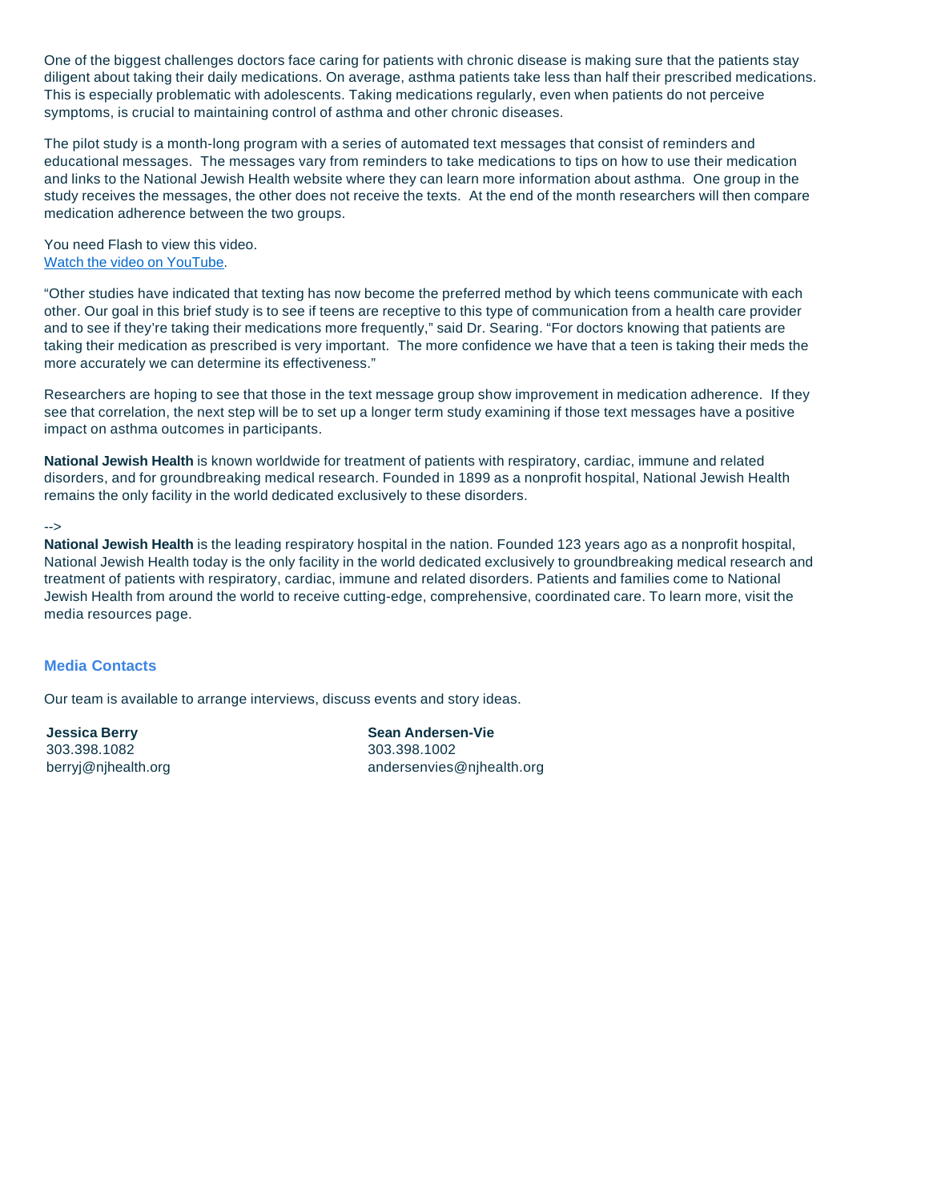One of the biggest challenges doctors face caring for patients with chronic disease is making sure that the patients stay diligent about taking their daily medications. On average, asthma patients take less than half their prescribed medications. This is especially problematic with adolescents. Taking medications regularly, even when patients do not perceive symptoms, is crucial to maintaining control of asthma and other chronic diseases.

The pilot study is a month-long program with a series of automated text messages that consist of reminders and educational messages. The messages vary from reminders to take medications to tips on how to use their medication and links to the National Jewish Health website where they can learn more information about asthma. One group in the study receives the messages, the other does not receive the texts. At the end of the month researchers will then compare medication adherence between the two groups.

You need Flash to view this video.
[Watch the video on YouTube](#).

“Other studies have indicated that texting has now become the preferred method by which teens communicate with each other. Our goal in this brief study is to see if teens are receptive to this type of communication from a health care provider and to see if they’re taking their medications more frequently,” said Dr. Searing. “For doctors knowing that patients are taking their medication as prescribed is very important. The more confidence we have that a teen is taking their meds the more accurately we can determine its effectiveness.”

Researchers are hoping to see that those in the text message group show improvement in medication adherence. If they see that correlation, the next step will be to set up a longer term study examining if those text messages have a positive impact on asthma outcomes in participants.

**National Jewish Health** is known worldwide for treatment of patients with respiratory, cardiac, immune and related disorders, and for groundbreaking medical research. Founded in 1899 as a nonprofit hospital, National Jewish Health remains the only facility in the world dedicated exclusively to these disorders.

-->

**National Jewish Health** is the leading respiratory hospital in the nation. Founded 123 years ago as a nonprofit hospital, National Jewish Health today is the only facility in the world dedicated exclusively to groundbreaking medical research and treatment of patients with respiratory, cardiac, immune and related disorders. Patients and families come to National Jewish Health from around the world to receive cutting-edge, comprehensive, coordinated care. To learn more, visit the media resources page.

## Media Contacts

Our team is available to arrange interviews, discuss events and story ideas.

**Jessica Berry**
303.398.1082
berryj@njhealth.org

**Sean Andersen-Vie**
303.398.1002
andersenvies@njhealth.org